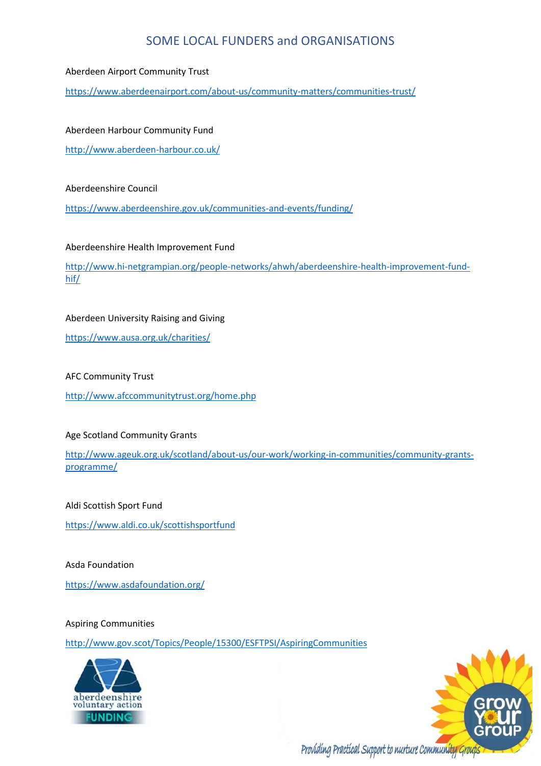# SOME LOCAL FUNDERS and ORGANISATIONS

Aberdeen Airport Community Trust

https://www.aberdeenairport.com/about-us/community-matters/communities-trust/

Aberdeen Harbour Community Fund

http://www.aberdeen-harbour.co.uk/

Aberdeenshire Council

https://www.aberdeenshire.gov.uk/communities-and-events/funding/

Aberdeenshire Health Improvement Fund

http://www.hi-netgrampian.org/people-networks/ahwh/aberdeenshire-health-improvement-fund-hif/

Aberdeen University Raising and Giving

https://www.ausa.org.uk/charities/

AFC Community Trust

http://www.afccommunitytrust.org/home.php

Age Scotland Community Grants

http://www.ageuk.org.uk/scotland/about-us/our-work/working-in-communities/community-grants-programme/

Aldi Scottish Sport Fund

https://www.aldi.co.uk/scottishsportfund

Asda Foundation

https://www.asdafoundation.org/

Aspiring Communities

http://www.gov.scot/Topics/People/15300/ESFTPSI/AspiringCommunities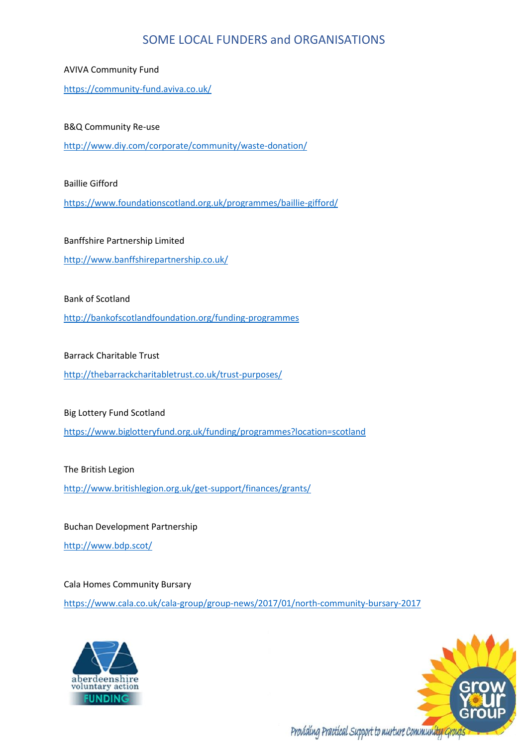# SOME LOCAL FUNDERS and ORGANISATIONS

AVIVA Community Fund

https://community-fund.aviva.co.uk/

B&Q Community Re-use

http://www.diy.com/corporate/community/waste-donation/

Baillie Gifford

https://www.foundationscotland.org.uk/programmes/baillie-gifford/

Banffshire Partnership Limited

http://www.banffshirepartnership.co.uk/

Bank of Scotland

http://bankofscotlandfoundation.org/funding-programmes

Barrack Charitable Trust

http://thebarrackcharitabletrust.co.uk/trust-purposes/

Big Lottery Fund Scotland

https://www.biglotteryfund.org.uk/funding/programmes?location=scotland

The British Legion

http://www.britishlegion.org.uk/get-support/finances/grants/

Buchan Development Partnership

http://www.bdp.scot/

Cala Homes Community Bursary

https://www.cala.co.uk/cala-group/group-news/2017/01/north-community-bursary-2017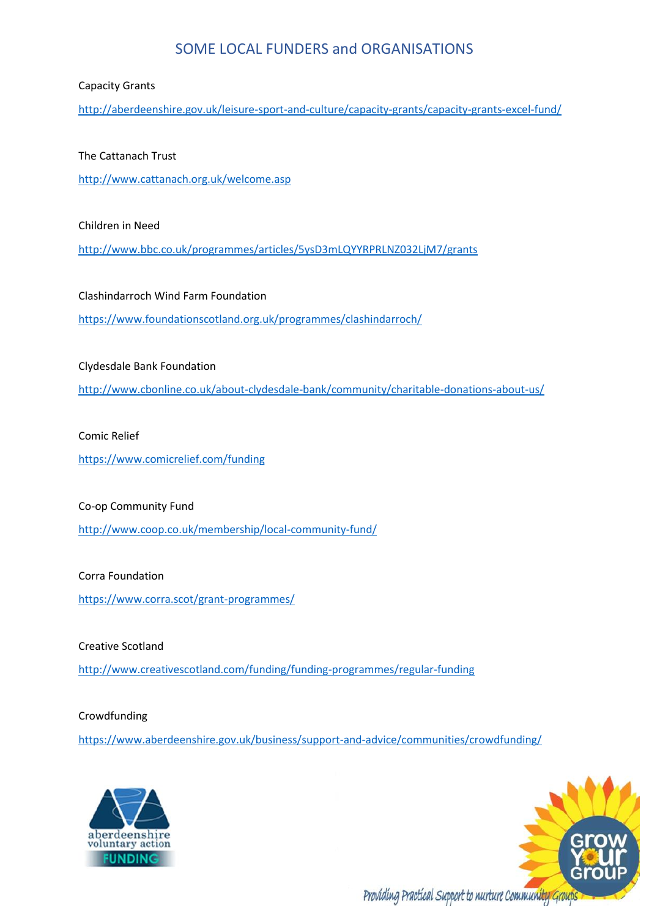# SOME LOCAL FUNDERS and ORGANISATIONS

Capacity Grants

http://aberdeenshire.gov.uk/leisure-sport-and-culture/capacity-grants/capacity-grants-excel-fund/

The Cattanach Trust

http://www.cattanach.org.uk/welcome.asp

Children in Need

http://www.bbc.co.uk/programmes/articles/5ysD3mLQYYRPRLNZ032LjM7/grants

Clashindarroch Wind Farm Foundation

https://www.foundationscotland.org.uk/programmes/clashindarroch/

Clydesdale Bank Foundation

http://www.cbonline.co.uk/about-clydesdale-bank/community/charitable-donations-about-us/

Comic Relief

https://www.comicrelief.com/funding

Co-op Community Fund

http://www.coop.co.uk/membership/local-community-fund/

Corra Foundation

https://www.corra.scot/grant-programmes/

Creative Scotland

http://www.creativescotland.com/funding/funding-programmes/regular-funding

Crowdfunding

https://www.aberdeenshire.gov.uk/business/support-and-advice/communities/crowdfunding/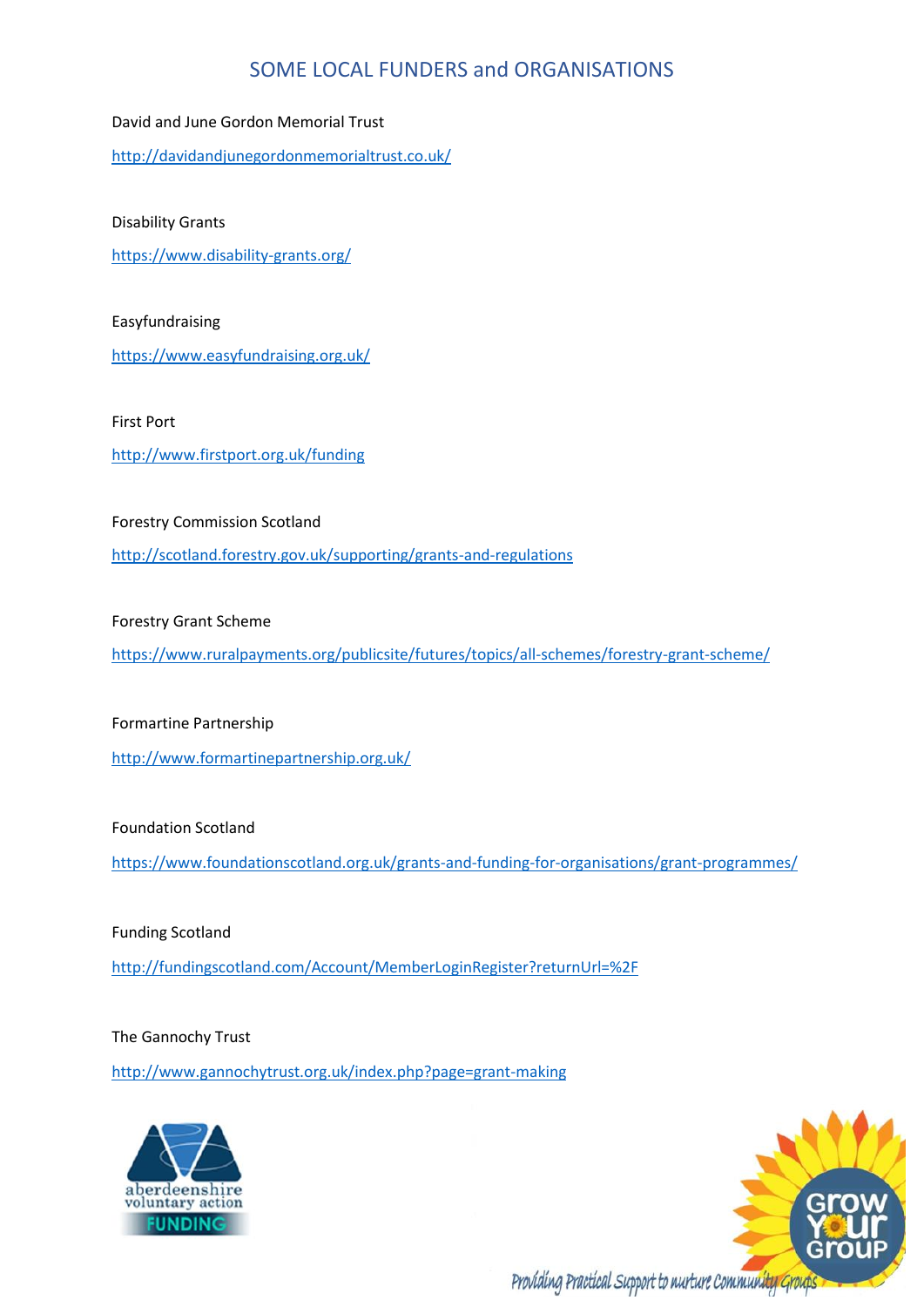# SOME LOCAL FUNDERS and ORGANISATIONS

David and June Gordon Memorial Trust

http://davidandjunegordonmemorialtrust.co.uk/

Disability Grants

https://www.disability-grants.org/

Easyfundraising

https://www.easyfundraising.org.uk/

First Port

http://www.firstport.org.uk/funding

Forestry Commission Scotland

http://scotland.forestry.gov.uk/supporting/grants-and-regulations

Forestry Grant Scheme

https://www.ruralpayments.org/publicsite/futures/topics/all-schemes/forestry-grant-scheme/

Formartine Partnership

http://www.formartinepartnership.org.uk/

Foundation Scotland

https://www.foundationscotland.org.uk/grants-and-funding-for-organisations/grant-programmes/

Funding Scotland

http://fundingscotland.com/Account/MemberLoginRegister?returnUrl=%2F

The Gannochy Trust

http://www.gannochytrust.org.uk/index.php?page=grant-making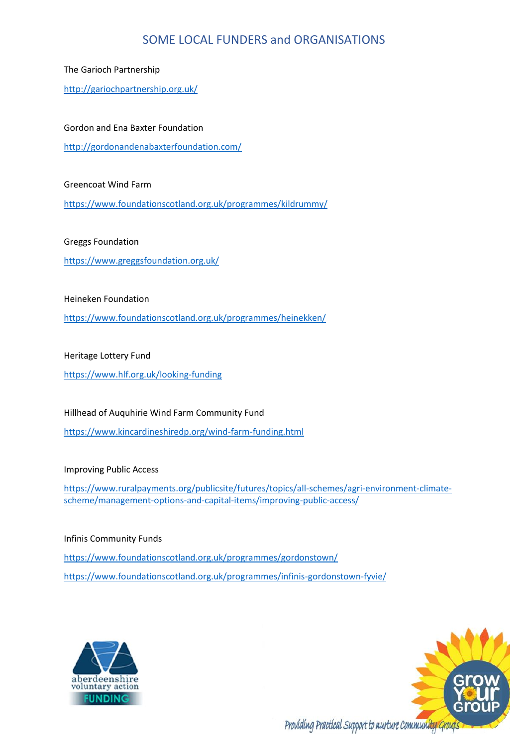# SOME LOCAL FUNDERS and ORGANISATIONS

The Garioch Partnership

http://gariochpartnership.org.uk/

Gordon and Ena Baxter Foundation

http://gordonandenabaxterfoundation.com/

Greencoat Wind Farm

https://www.foundationscotland.org.uk/programmes/kildrummy/

Greggs Foundation

https://www.greggsfoundation.org.uk/

Heineken Foundation

https://www.foundationscotland.org.uk/programmes/heinekken/

Heritage Lottery Fund

https://www.hlf.org.uk/looking-funding

Hillhead of Auquhirie Wind Farm Community Fund

https://www.kincardineshiredp.org/wind-farm-funding.html

Improving Public Access

https://www.ruralpayments.org/publicsite/futures/topics/all-schemes/agri-environment-climate-scheme/management-options-and-capital-items/improving-public-access/

Infinis Community Funds

https://www.foundationscotland.org.uk/programmes/gordonstown/

https://www.foundationscotland.org.uk/programmes/infinis-gordonstown-fyvie/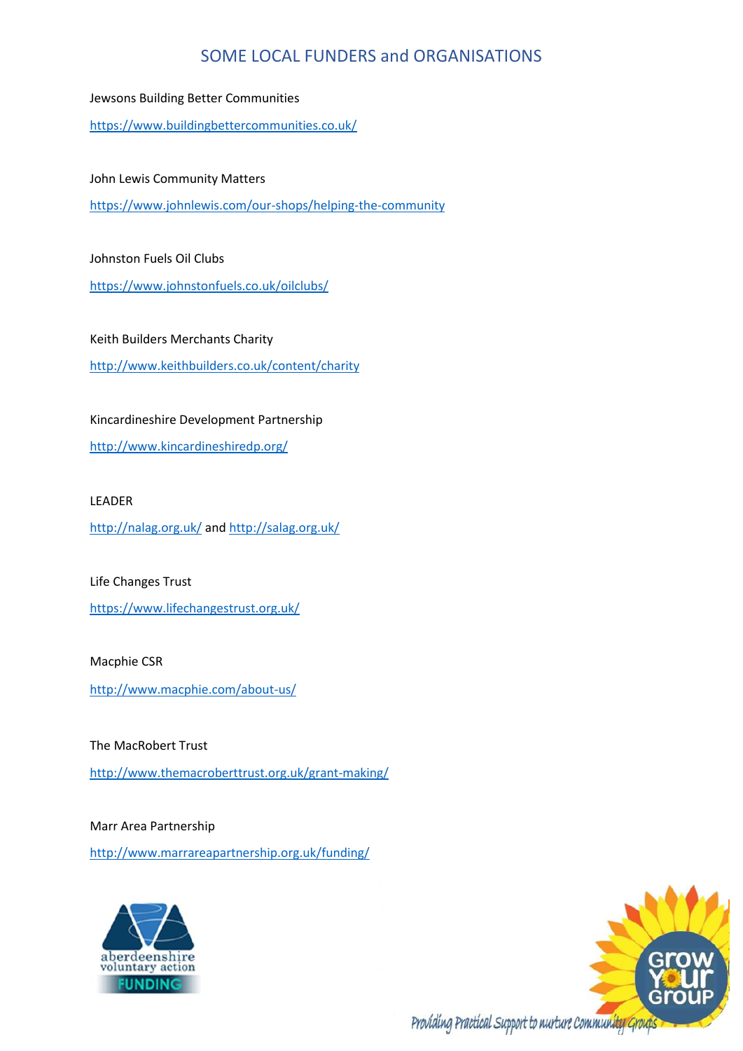# SOME LOCAL FUNDERS and ORGANISATIONS

Jewsons Building Better Communities

https://www.buildingbettercommunities.co.uk/

John Lewis Community Matters

https://www.johnlewis.com/our-shops/helping-the-community

Johnston Fuels Oil Clubs

https://www.johnstonfuels.co.uk/oilclubs/

Keith Builders Merchants Charity

http://www.keithbuilders.co.uk/content/charity

Kincardineshire Development Partnership

http://www.kincardineshiredp.org/

LEADER

http://nalag.org.uk/ and http://salag.org.uk/

Life Changes Trust

https://www.lifechangestrust.org.uk/

Macphie CSR

http://www.macphie.com/about-us/

The MacRobert Trust

http://www.themacroberttrust.org.uk/grant-making/

Marr Area Partnership

http://www.marrareapartnership.org.uk/funding/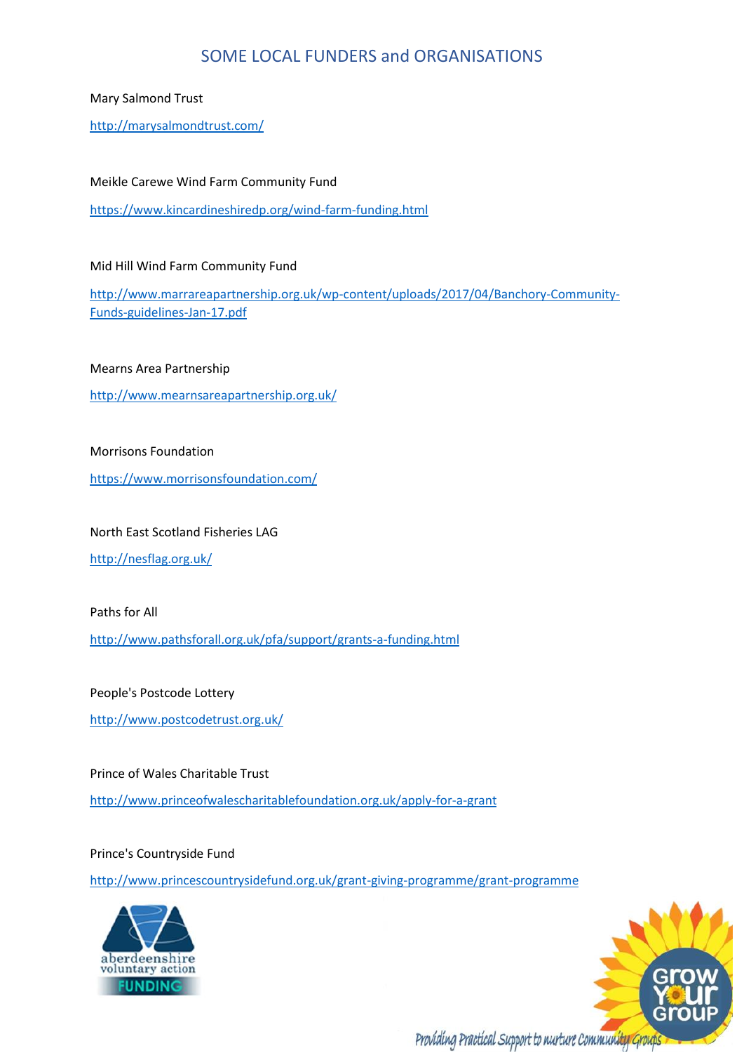# SOME LOCAL FUNDERS and ORGANISATIONS

Mary Salmond Trust

http://marysalmondtrust.com/

Meikle Carewe Wind Farm Community Fund

https://www.kincardineshiredp.org/wind-farm-funding.html

Mid Hill Wind Farm Community Fund

http://www.marrareapartnership.org.uk/wp-content/uploads/2017/04/Banchory-Community-Funds-guidelines-Jan-17.pdf

Mearns Area Partnership

http://www.mearnsareapartnership.org.uk/

Morrisons Foundation

https://www.morrisonsfoundation.com/

North East Scotland Fisheries LAG

http://nesflag.org.uk/

Paths for All

http://www.pathsforall.org.uk/pfa/support/grants-a-funding.html

People's Postcode Lottery

http://www.postcodetrust.org.uk/

Prince of Wales Charitable Trust

http://www.princeofwalescharitablefoundation.org.uk/apply-for-a-grant

Prince's Countryside Fund

http://www.princescountrysidefund.org.uk/grant-giving-programme/grant-programme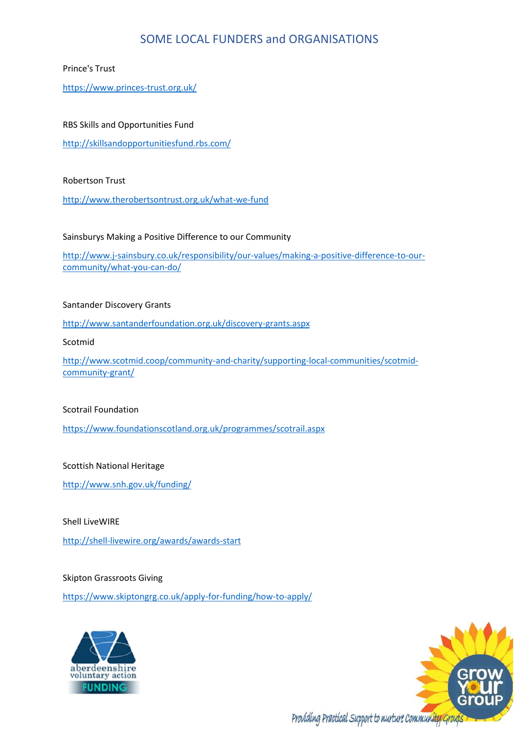# SOME LOCAL FUNDERS and ORGANISATIONS

Prince's Trust

https://www.princes-trust.org.uk/

RBS Skills and Opportunities Fund

http://skillsandopportunitiesfund.rbs.com/

Robertson Trust

http://www.therobertsontrust.org.uk/what-we-fund

Sainsburys Making a Positive Difference to our Community

http://www.j-sainsbury.co.uk/responsibility/our-values/making-a-positive-difference-to-our-community/what-you-can-do/

Santander Discovery Grants

http://www.santanderfoundation.org.uk/discovery-grants.aspx

Scotmid

http://www.scotmid.coop/community-and-charity/supporting-local-communities/scotmid-community-grant/

Scotrail Foundation

https://www.foundationscotland.org.uk/programmes/scotrail.aspx

Scottish National Heritage

http://www.snh.gov.uk/funding/

Shell LiveWIRE

http://shell-livewire.org/awards/awards-start

Skipton Grassroots Giving

https://www.skiptongrg.co.uk/apply-for-funding/how-to-apply/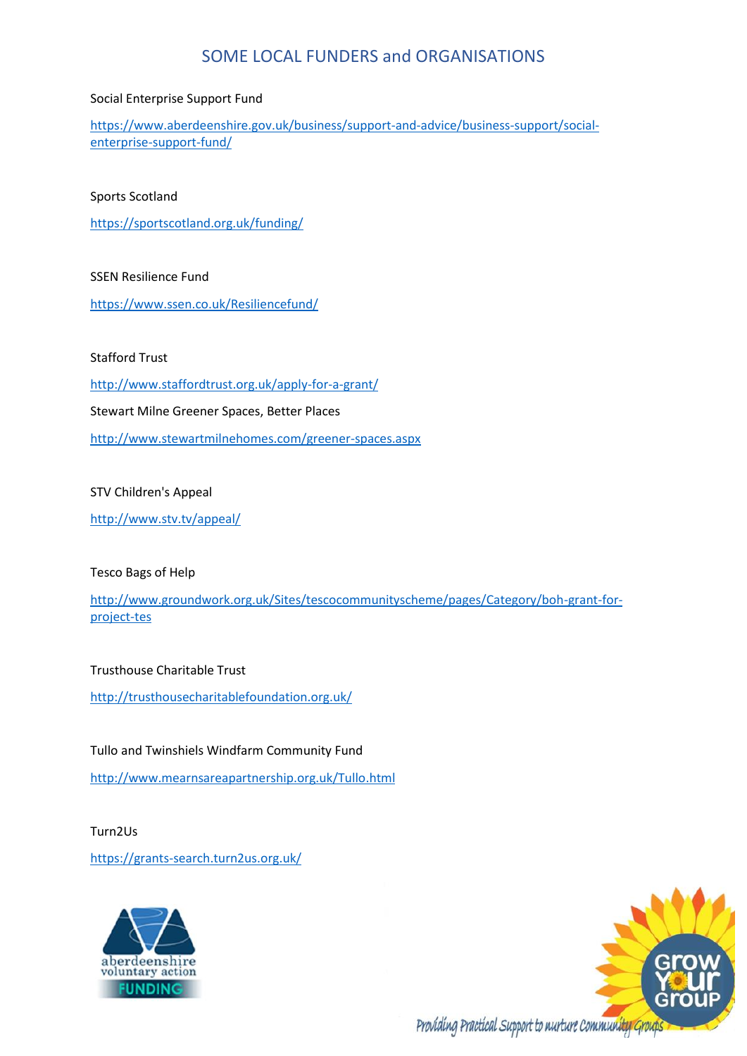# SOME LOCAL FUNDERS and ORGANISATIONS

Social Enterprise Support Fund

https://www.aberdeenshire.gov.uk/business/support-and-advice/business-support/social-enterprise-support-fund/

Sports Scotland

https://sportscotland.org.uk/funding/

SSEN Resilience Fund

https://www.ssen.co.uk/Resiliencefund/

Stafford Trust

http://www.staffordtrust.org.uk/apply-for-a-grant/

Stewart Milne Greener Spaces, Better Places

http://www.stewartmilnehomes.com/greener-spaces.aspx

STV Children's Appeal

http://www.stv.tv/appeal/

Tesco Bags of Help

http://www.groundwork.org.uk/Sites/tescocommunityscheme/pages/Category/boh-grant-for-project-tes

Trusthouse Charitable Trust

http://trusthousecharitablefoundation.org.uk/

Tullo and Twinshiels Windfarm Community Fund

http://www.mearnsareapartnership.org.uk/Tullo.html

Turn2Us

https://grants-search.turn2us.org.uk/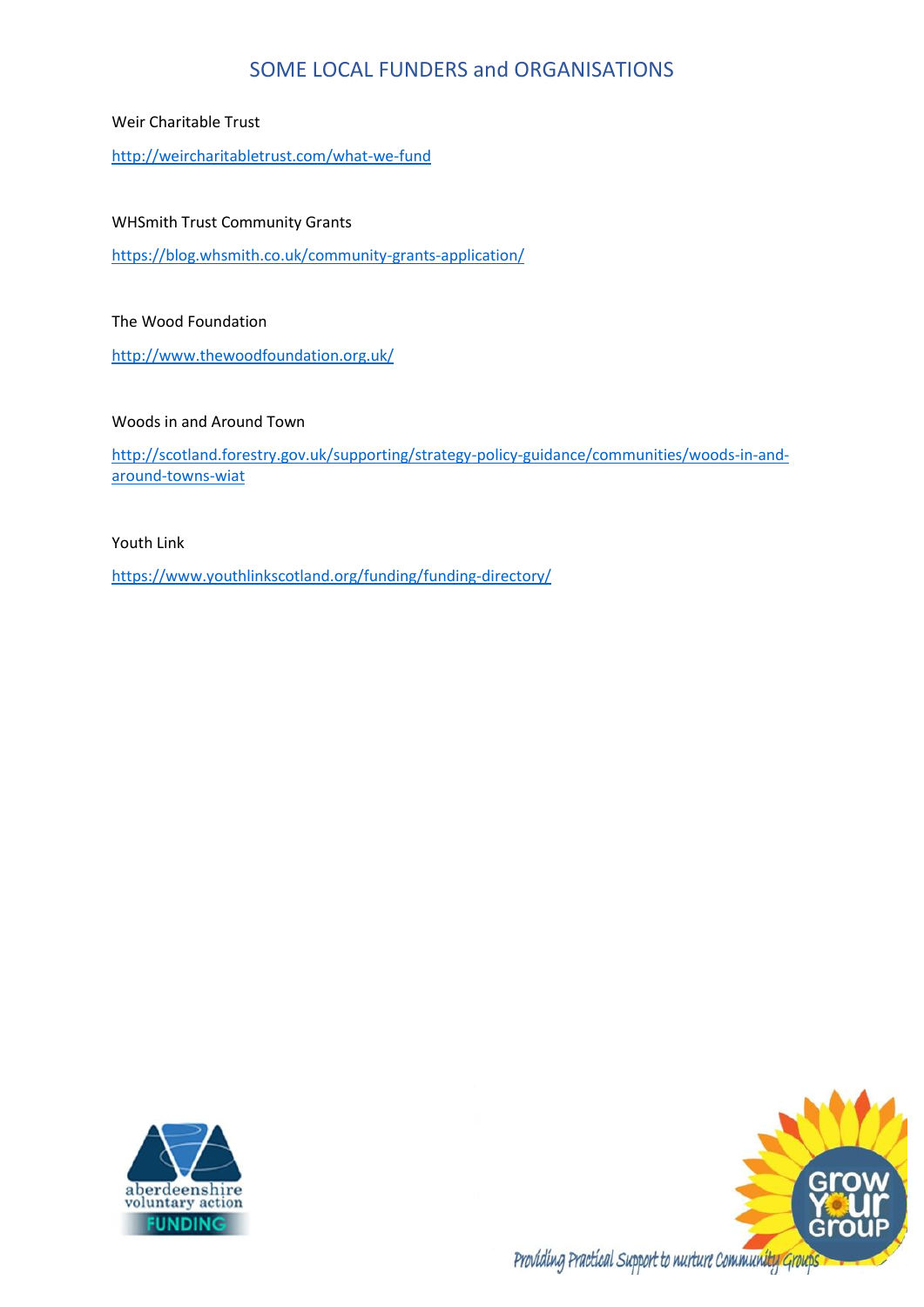## SOME LOCAL FUNDERS and ORGANISATIONS

Weir Charitable Trust

http://weircharitabletrust.com/what-we-fund

WHSmith Trust Community Grants

https://blog.whsmith.co.uk/community-grants-application/

The Wood Foundation

http://www.thewoodfoundation.org.uk/

Woods in and Around Town

http://scotland.forestry.gov.uk/supporting/strategy-policy-guidance/communities/woods-in-and-around-towns-wiat

Youth Link

https://www.youthlinkscotland.org/funding/funding-directory/